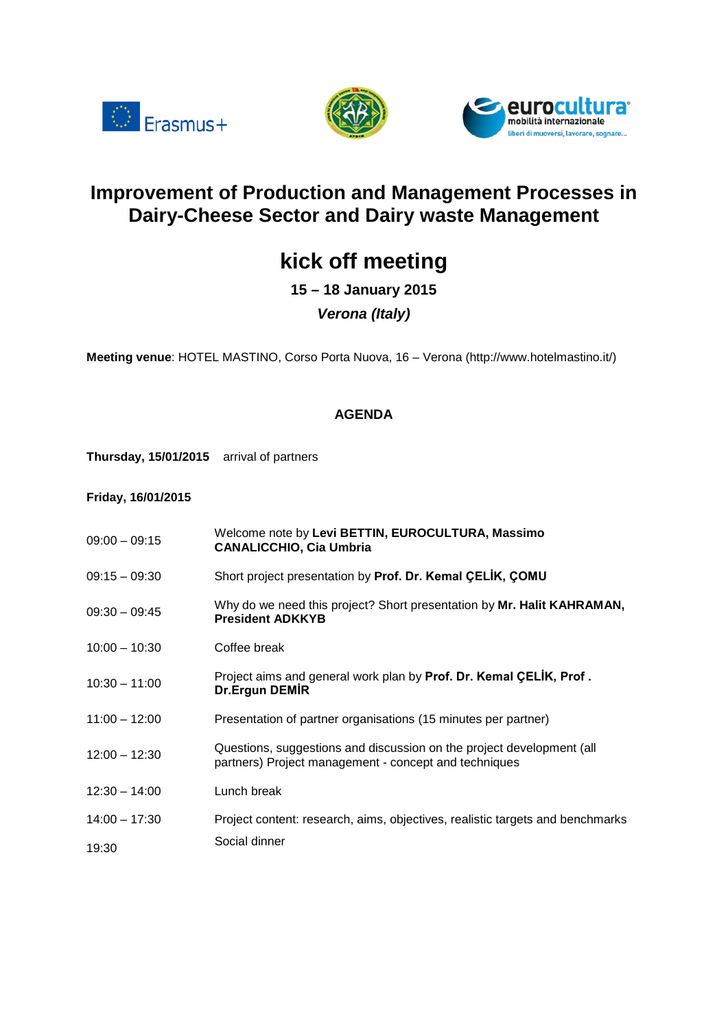# Improvement of Production and Management Processes in Dairy-Cheese Sector and Dairy waste Management

## kick off meeting

**15 – 18 January 2015**

***Verona (Italy)***

**Meeting venue**: HOTEL MASTINO, Corso Porta Nuova, 16 – Verona (http://www.hotelmastino.it/)

### AGENDA

**Thursday, 15/01/2015** arrival of partners

**Friday, 16/01/2015**

| | |
|---|---|
| 09:00 – 09:15 | Welcome note by **Levi BETTIN, EUROCULTURA, Massimo CANALICCHIO, Cia Umbria** |
| 09:15 – 09:30 | Short project presentation by **Prof. Dr. Kemal ÇELİK**, **ÇOMU** |
| 09:30 – 09:45 | Why do we need this project? Short presentation by **Mr. Halit KAHRAMAN, President ADKKYB** |
| 10:00 – 10:30 | Coffee break |
| 10:30 – 11:00 | Project aims and general work plan by **Prof. Dr. Kemal ÇELİK, Prof . Dr.Ergun DEMİR** |
| 11:00 – 12:00 | Presentation of partner organisations (15 minutes per partner) |
| 12:00 – 12:30 | Questions, suggestions and discussion on the project development (all partners) Project management - concept and techniques |
| 12:30 – 14:00 | Lunch break |
| 14:00 – 17:30 | Project content: research, aims, objectives, realistic targets and benchmarks |
| 19:30 | Social dinner |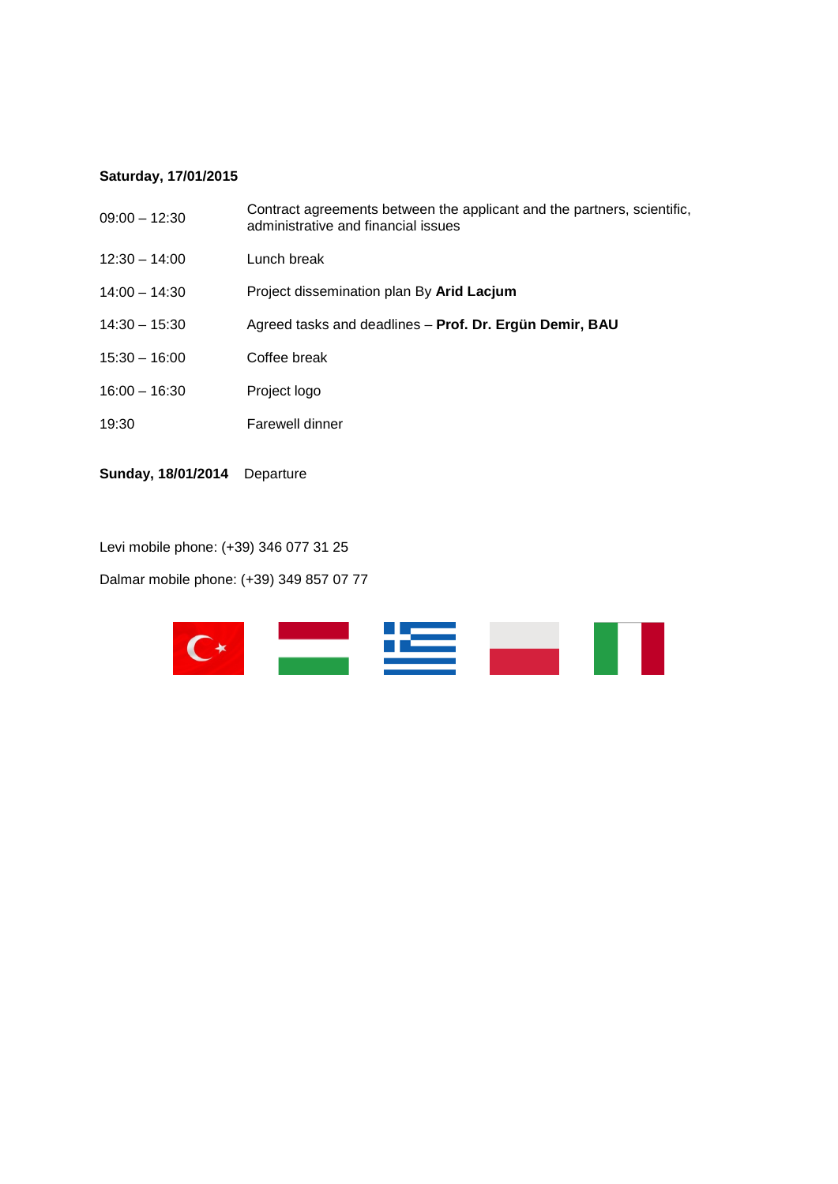**Saturday, 17/01/2015**

| | |
|---|---|
| 09:00 – 12:30 | Contract agreements between the applicant and the partners, scientific, administrative and financial issues |
| 12:30 – 14:00 | Lunch break |
| 14:00 – 14:30 | Project dissemination plan By **Arid Lacjum** |
| 14:30 – 15:30 | Agreed tasks and deadlines – **Prof. Dr. Ergün Demir, BAU** |
| 15:30 – 16:00 | Coffee break |
| 16:00 – 16:30 | Project logo |
| 19:30 | Farewell dinner |

**Sunday, 18/01/2014** Departure

Levi mobile phone: (+39) 346 077 31 25

Dalmar mobile phone: (+39) 349 857 07 77